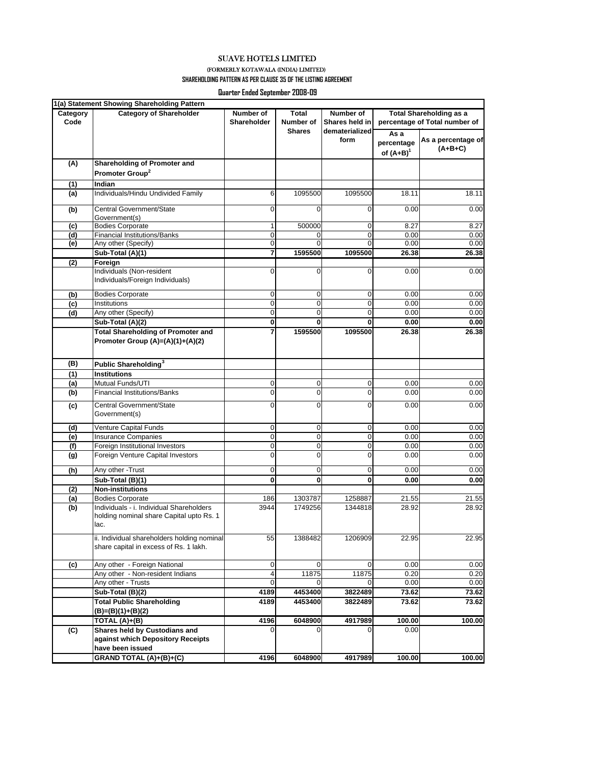# SUAVE HOTELS LIMITED

(FORMERLY KOTAWALA (INDIA) LIMITED)

**SHAREHOLDING PATTERN AS PER CLAUSE 35 OF THE LISTING AGREEMENT**

**Quarter Ended September 2008-09**

**1(a) Statement Showing Shareholding Pattern**

| Category Code | Category of Shareholder | Number of Shareholder | Total Number of Shares | Number of Shares held in dematerialized form | Total Shareholding as a percentage of Total number of | |
|---|---|---|---|---|---|---|
| | | | | | As a percentage of (A+B)[1] | As a percentage of (A+B+C) |
| **(A)** | **Shareholding of Promoter and Promoter Group[2]** | | | | | |
| **(1)** | **Indian** | | | | | |
| **(a)** | Individuals/Hindu Undivided Family | 6 | 1095500 | 1095500 | 18.11 | 18.11 |
| **(b)** | Central Government/State Government(s) | 0 | 0 | 0 | 0.00 | 0.00 |
| **(c)** | Bodies Corporate | 1 | 500000 | 0 | 8.27 | 8.27 |
| **(d)** | Financial Institutions/Banks | 0 | 0 | 0 | 0.00 | 0.00 |
| **(e)** | Any other (Specify) | 0 | 0 | 0 | 0.00 | 0.00 |
| | **Sub-Total (A)(1)** | **7** | **1595500** | **1095500** | **26.38** | **26.38** |
| **(2)** | **Foreign** | | | | | |
| | Individuals (Non-resident Individuals/Foreign Individuals) | 0 | 0 | 0 | 0.00 | 0.00 |
| **(b)** | Bodies Corporate | 0 | 0 | 0 | 0.00 | 0.00 |
| **(c)** | Institutions | 0 | 0 | 0 | 0.00 | 0.00 |
| **(d)** | Any other (Specify) | 0 | 0 | 0 | 0.00 | 0.00 |
| | **Sub-Total (A)(2)** | **0** | **0** | **0** | **0.00** | **0.00** |
| | **Total Shareholding of Promoter and Promoter Group (A)=(A)(1)+(A)(2)** | **7** | **1595500** | **1095500** | **26.38** | **26.38** |
| **(B)** | **Public Shareholding[3]** | | | | | |
| **(1)** | **Institutions** | | | | | |
| **(a)** | Mutual Funds/UTI | 0 | 0 | 0 | 0.00 | 0.00 |
| **(b)** | Financial Institutions/Banks | 0 | 0 | 0 | 0.00 | 0.00 |
| **(c)** | Central Government/State Government(s) | 0 | 0 | 0 | 0.00 | 0.00 |
| **(d)** | Venture Capital Funds | 0 | 0 | 0 | 0.00 | 0.00 |
| **(e)** | Insurance Companies | 0 | 0 | 0 | 0.00 | 0.00 |
| **(f)** | Foreign Institutional Investors | 0 | 0 | 0 | 0.00 | 0.00 |
| **(g)** | Foreign Venture Capital Investors | 0 | 0 | 0 | 0.00 | 0.00 |
| **(h)** | Any other -Trust | 0 | 0 | 0 | 0.00 | 0.00 |
| | **Sub-Total (B)(1)** | **0** | **0** | **0** | **0.00** | **0.00** |
| **(2)** | **Non-institutions** | | | | | |
| **(a)** | Bodies Corporate | 186 | 1303787 | 1258887 | 21.55 | 21.55 |
| **(b)** | Individuals - i. Individual Shareholders holding nominal share Capital upto Rs. 1 lac. | 3944 | 1749256 | 1344818 | 28.92 | 28.92 |
| | ii. Individual shareholders holding nominal share capital in excess of Rs. 1 lakh. | 55 | 1388482 | 1206909 | 22.95 | 22.95 |
| **(c)** | Any other - Foreign National | 0 | 0 | 0 | 0.00 | 0.00 |
| | Any other - Non-resident Indians | 4 | 11875 | 11875 | 0.20 | 0.20 |
| | Any other - Trusts | 0 | 0 | 0 | 0.00 | 0.00 |
| | **Sub-Total (B)(2)** | **4189** | **4453400** | **3822489** | **73.62** | **73.62** |
| | **Total Public Shareholding (B)=(B)(1)+(B)(2)** | **4189** | **4453400** | **3822489** | **73.62** | **73.62** |
| | **TOTAL (A)+(B)** | **4196** | **6048900** | **4917989** | **100.00** | **100.00** |
| **(C)** | **Shares held by Custodians and against which Depository Receipts have been issued** | 0 | 0 | 0 | 0.00 | |
| | **GRAND TOTAL (A)+(B)+(C)** | **4196** | **6048900** | **4917989** | **100.00** | **100.00** |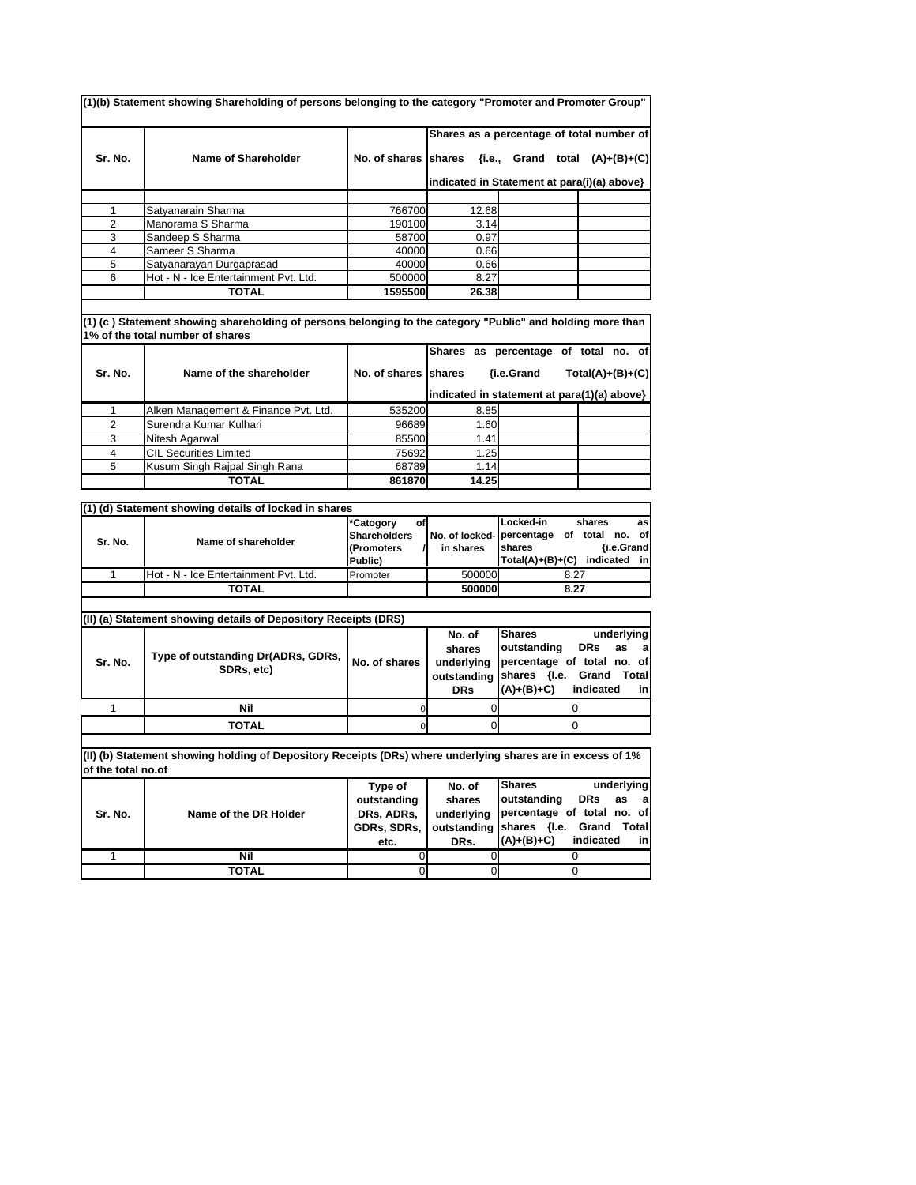**(1)(b) Statement showing Shareholding of persons belonging to the category "Promoter and Promoter Group"**

| Sr. No. | Name of Shareholder | No. of shares | Shares as a percentage of total number of shares {i.e., Grand total (A)+(B)+(C) indicated in Statement at para(i)(a) above} | | |
|---|---|---|---|---|---|
| 1 | Satyanarain Sharma | 766700 | 12.68 | | |
| 2 | Manorama S Sharma | 190100 | 3.14 | | |
| 3 | Sandeep S Sharma | 58700 | 0.97 | | |
| 4 | Sameer S Sharma | 40000 | 0.66 | | |
| 5 | Satyanarayan Durgaprasad | 40000 | 0.66 | | |
| 6 | Hot - N - Ice Entertainment Pvt. Ltd. | 500000 | 8.27 | | |
| | **TOTAL** | **1595500** | **26.38** | | |

**(1) (c ) Statement showing shareholding of persons belonging to the category "Public" and holding more than 1% of the total number of shares**

| Sr. No. | Name of the shareholder | No. of shares | Shares as percentage of total no. of shares {i.e.Grand Total(A)+(B)+(C) indicated in statement at para(1)(a) above} | | |
|---|---|---|---|---|---|
| 1 | Alken Management & Finance Pvt. Ltd. | 535200 | 8.85 | | |
| 2 | Surendra Kumar Kulhari | 96689 | 1.60 | | |
| 3 | Nitesh Agarwal | 85500 | 1.41 | | |
| 4 | CIL Securities Limited | 75692 | 1.25 | | |
| 5 | Kusum Singh Rajpal Singh Rana | 68789 | 1.14 | | |
| | **TOTAL** | **861870** | **14.25** | | |

**(1) (d) Statement showing details of locked in shares**

| Sr. No. | Name of shareholder | *Catogory of Shareholders (Promoters / Public) | No. of locked-in shares | Locked-in shares as percentage of total no. of shares {i.e.Grand Total(A)+(B)+(C) indicated in |
|---|---|---|---|---|
| 1 | Hot - N - Ice Entertainment Pvt. Ltd. | Promoter | 500000 | 8.27 |
| | **TOTAL** | | **500000** | **8.27** |

**(II) (a) Statement showing details of Depository Receipts (DRS)**

| Sr. No. | Type of outstanding Dr(ADRs, GDRs, SDRs, etc) | No. of shares | No. of shares underlying outstanding DRs | Shares underlying outstanding DRs as a percentage of total no. of shares {I.e. Grand Total (A)+(B)+C) indicated in |
|---|---|---|---|---|
| 1 | **Nil** | 0 | 0 | 0 |
| | **TOTAL** | 0 | 0 | 0 |

**(II) (b) Statement showing holding of Depository Receipts (DRs) where underlying shares are in excess of 1% of the total no.of**

| Sr. No. | Name of the DR Holder | Type of outstanding DRs, ADRs, GDRs, SDRs, etc. | No. of shares underlying outstanding DRs. | Shares underlying outstanding DRs as a percentage of total no. of shares {I.e. Grand Total (A)+(B)+C) indicated in |
|---|---|---|---|---|
| 1 | **Nil** | 0 | 0 | 0 |
| | **TOTAL** | 0 | 0 | 0 |